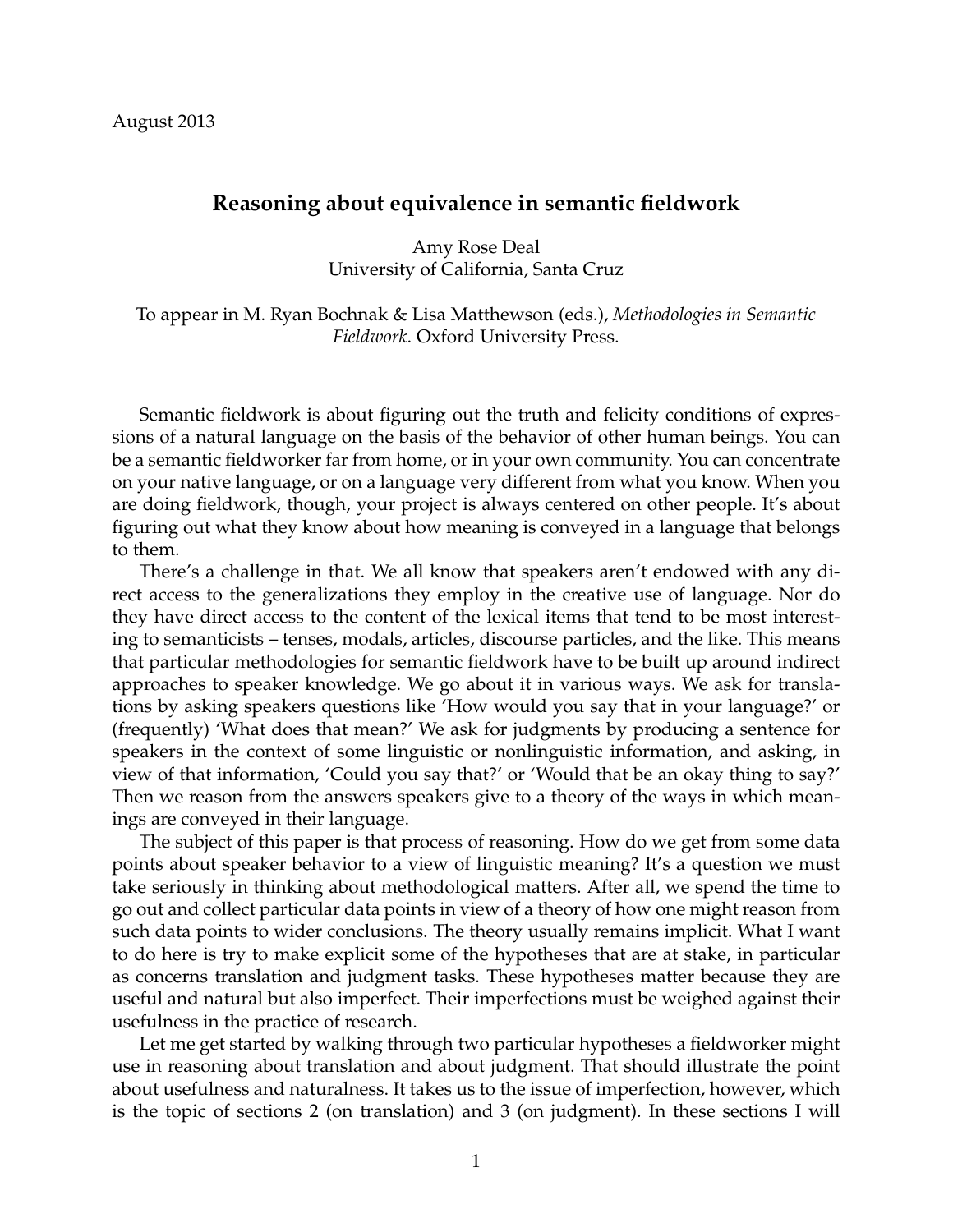August 2013

# Reasoning about equivalence in semantic fieldwork

Amy Rose Deal
University of California, Santa Cruz

To appear in M. Ryan Bochnak & Lisa Matthewson (eds.), *Methodologies in Semantic Fieldwork*. Oxford University Press.

Semantic fieldwork is about figuring out the truth and felicity conditions of expressions of a natural language on the basis of the behavior of other human beings. You can be a semantic fieldworker far from home, or in your own community. You can concentrate on your native language, or on a language very different from what you know. When you are doing fieldwork, though, your project is always centered on other people. It's about figuring out what they know about how meaning is conveyed in a language that belongs to them.

There's a challenge in that. We all know that speakers aren't endowed with any direct access to the generalizations they employ in the creative use of language. Nor do they have direct access to the content of the lexical items that tend to be most interesting to semanticists – tenses, modals, articles, discourse particles, and the like. This means that particular methodologies for semantic fieldwork have to be built up around indirect approaches to speaker knowledge. We go about it in various ways. We ask for translations by asking speakers questions like 'How would you say that in your language?' or (frequently) 'What does that mean?' We ask for judgments by producing a sentence for speakers in the context of some linguistic or nonlinguistic information, and asking, in view of that information, 'Could you say that?' or 'Would that be an okay thing to say?' Then we reason from the answers speakers give to a theory of the ways in which meanings are conveyed in their language.

The subject of this paper is that process of reasoning. How do we get from some data points about speaker behavior to a view of linguistic meaning? It's a question we must take seriously in thinking about methodological matters. After all, we spend the time to go out and collect particular data points in view of a theory of how one might reason from such data points to wider conclusions. The theory usually remains implicit. What I want to do here is try to make explicit some of the hypotheses that are at stake, in particular as concerns translation and judgment tasks. These hypotheses matter because they are useful and natural but also imperfect. Their imperfections must be weighed against their usefulness in the practice of research.

Let me get started by walking through two particular hypotheses a fieldworker might use in reasoning about translation and about judgment. That should illustrate the point about usefulness and naturalness. It takes us to the issue of imperfection, however, which is the topic of sections 2 (on translation) and 3 (on judgment). In these sections I will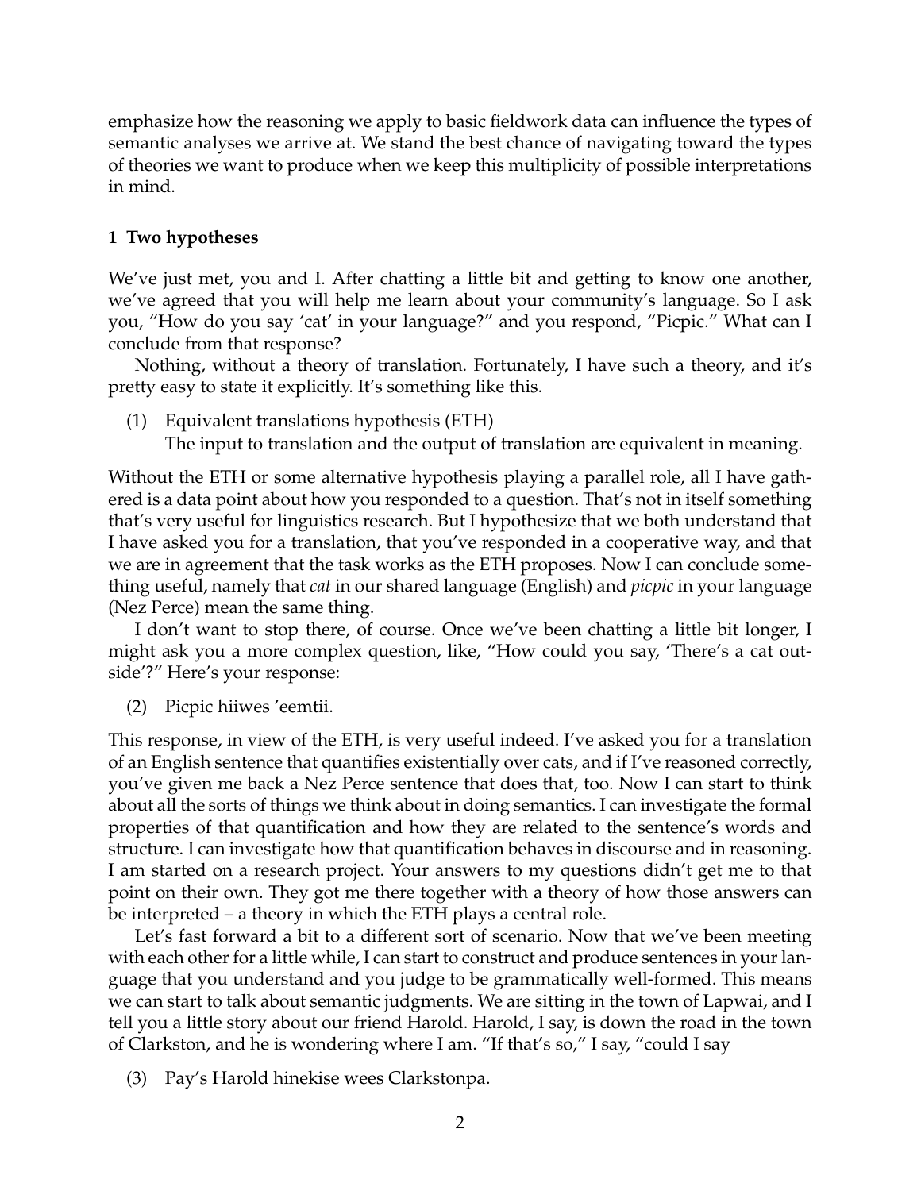emphasize how the reasoning we apply to basic fieldwork data can influence the types of semantic analyses we arrive at. We stand the best chance of navigating toward the types of theories we want to produce when we keep this multiplicity of possible interpretations in mind.

## 1 Two hypotheses

We've just met, you and I. After chatting a little bit and getting to know one another, we've agreed that you will help me learn about your community's language. So I ask you, "How do you say 'cat' in your language?" and you respond, "Picpic." What can I conclude from that response?

Nothing, without a theory of translation. Fortunately, I have such a theory, and it's pretty easy to state it explicitly. It's something like this.

(1) Equivalent translations hypothesis (ETH)
The input to translation and the output of translation are equivalent in meaning.

Without the ETH or some alternative hypothesis playing a parallel role, all I have gathered is a data point about how you responded to a question. That's not in itself something that's very useful for linguistics research. But I hypothesize that we both understand that I have asked you for a translation, that you've responded in a cooperative way, and that we are in agreement that the task works as the ETH proposes. Now I can conclude something useful, namely that *cat* in our shared language (English) and *picpic* in your language (Nez Perce) mean the same thing.

I don't want to stop there, of course. Once we've been chatting a little bit longer, I might ask you a more complex question, like, "How could you say, 'There's a cat outside'?" Here's your response:

(2) Picpic hiiwes 'eemtii.

This response, in view of the ETH, is very useful indeed. I've asked you for a translation of an English sentence that quantifies existentially over cats, and if I've reasoned correctly, you've given me back a Nez Perce sentence that does that, too. Now I can start to think about all the sorts of things we think about in doing semantics. I can investigate the formal properties of that quantification and how they are related to the sentence's words and structure. I can investigate how that quantification behaves in discourse and in reasoning. I am started on a research project. Your answers to my questions didn't get me to that point on their own. They got me there together with a theory of how those answers can be interpreted – a theory in which the ETH plays a central role.

Let's fast forward a bit to a different sort of scenario. Now that we've been meeting with each other for a little while, I can start to construct and produce sentences in your language that you understand and you judge to be grammatically well-formed. This means we can start to talk about semantic judgments. We are sitting in the town of Lapwai, and I tell you a little story about our friend Harold. Harold, I say, is down the road in the town of Clarkston, and he is wondering where I am. "If that's so," I say, "could I say

(3) Pay's Harold hinekise wees Clarkstonpa.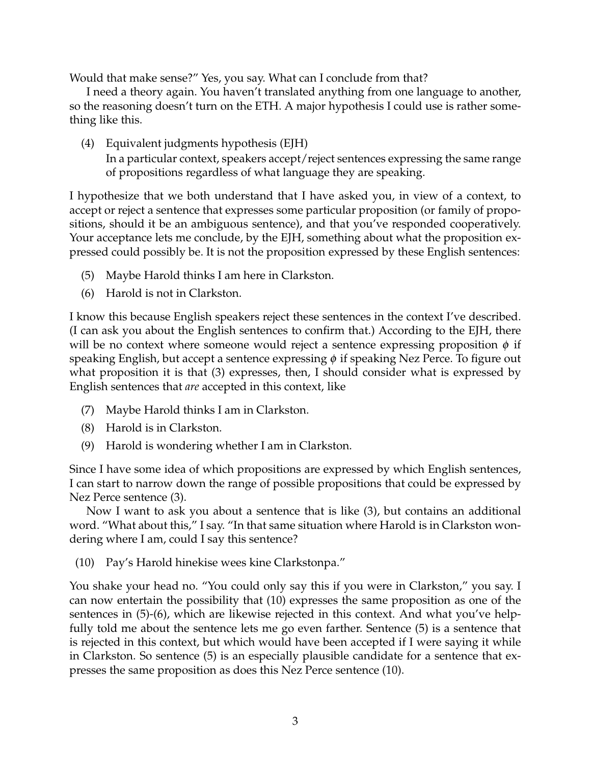Would that make sense?" Yes, you say. What can I conclude from that?

I need a theory again. You haven't translated anything from one language to another, so the reasoning doesn't turn on the ETH. A major hypothesis I could use is rather something like this.

(4) Equivalent judgments hypothesis (EJH)
In a particular context, speakers accept/reject sentences expressing the same range of propositions regardless of what language they are speaking.

I hypothesize that we both understand that I have asked you, in view of a context, to accept or reject a sentence that expresses some particular proposition (or family of propositions, should it be an ambiguous sentence), and that you've responded cooperatively. Your acceptance lets me conclude, by the EJH, something about what the proposition expressed could possibly be. It is not the proposition expressed by these English sentences:

(5) Maybe Harold thinks I am here in Clarkston.

(6) Harold is not in Clarkston.

I know this because English speakers reject these sentences in the context I've described. (I can ask you about the English sentences to confirm that.) According to the EJH, there will be no context where someone would reject a sentence expressing proposition $\phi$ if speaking English, but accept a sentence expressing $\phi$ if speaking Nez Perce. To figure out what proposition it is that (3) expresses, then, I should consider what is expressed by English sentences that *are* accepted in this context, like

(7) Maybe Harold thinks I am in Clarkston.

(8) Harold is in Clarkston.

(9) Harold is wondering whether I am in Clarkston.

Since I have some idea of which propositions are expressed by which English sentences, I can start to narrow down the range of possible propositions that could be expressed by Nez Perce sentence (3).

Now I want to ask you about a sentence that is like (3), but contains an additional word. "What about this," I say. "In that same situation where Harold is in Clarkston wondering where I am, could I say this sentence?

(10) Pay's Harold hinekise wees kine Clarkstonpa."

You shake your head no. "You could only say this if you were in Clarkston," you say. I can now entertain the possibility that (10) expresses the same proposition as one of the sentences in (5)-(6), which are likewise rejected in this context. And what you've helpfully told me about the sentence lets me go even farther. Sentence (5) is a sentence that is rejected in this context, but which would have been accepted if I were saying it while in Clarkston. So sentence (5) is an especially plausible candidate for a sentence that expresses the same proposition as does this Nez Perce sentence (10).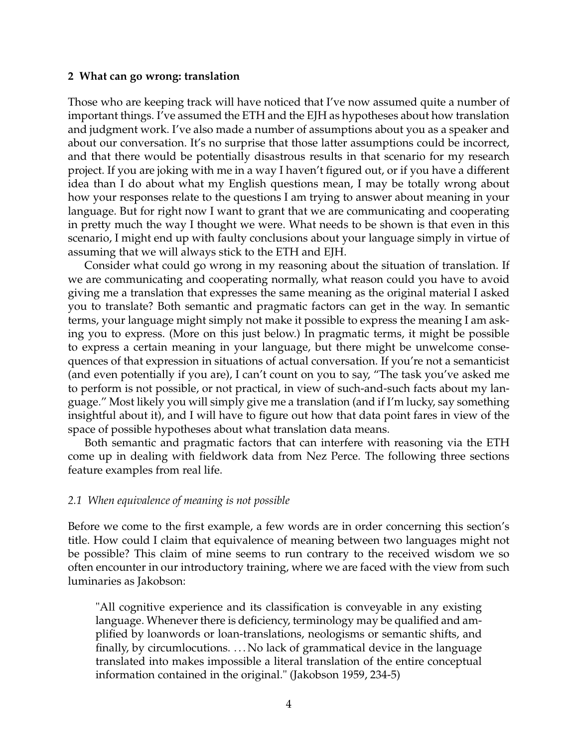## 2 What can go wrong: translation

Those who are keeping track will have noticed that I've now assumed quite a number of important things. I've assumed the ETH and the EJH as hypotheses about how translation and judgment work. I've also made a number of assumptions about you as a speaker and about our conversation. It's no surprise that those latter assumptions could be incorrect, and that there would be potentially disastrous results in that scenario for my research project. If you are joking with me in a way I haven't figured out, or if you have a different idea than I do about what my English questions mean, I may be totally wrong about how your responses relate to the questions I am trying to answer about meaning in your language. But for right now I want to grant that we are communicating and cooperating in pretty much the way I thought we were. What needs to be shown is that even in this scenario, I might end up with faulty conclusions about your language simply in virtue of assuming that we will always stick to the ETH and EJH.

Consider what could go wrong in my reasoning about the situation of translation. If we are communicating and cooperating normally, what reason could you have to avoid giving me a translation that expresses the same meaning as the original material I asked you to translate? Both semantic and pragmatic factors can get in the way. In semantic terms, your language might simply not make it possible to express the meaning I am asking you to express. (More on this just below.) In pragmatic terms, it might be possible to express a certain meaning in your language, but there might be unwelcome consequences of that expression in situations of actual conversation. If you're not a semanticist (and even potentially if you are), I can't count on you to say, "The task you've asked me to perform is not possible, or not practical, in view of such-and-such facts about my language." Most likely you will simply give me a translation (and if I'm lucky, say something insightful about it), and I will have to figure out how that data point fares in view of the space of possible hypotheses about what translation data means.

Both semantic and pragmatic factors that can interfere with reasoning via the ETH come up in dealing with fieldwork data from Nez Perce. The following three sections feature examples from real life.

### *2.1 When equivalence of meaning is not possible*

Before we come to the first example, a few words are in order concerning this section's title. How could I claim that equivalence of meaning between two languages might not be possible? This claim of mine seems to run contrary to the received wisdom we so often encounter in our introductory training, where we are faced with the view from such luminaries as Jakobson:

> "All cognitive experience and its classification is conveyable in any existing language. Whenever there is deficiency, terminology may be qualified and amplified by loanwords or loan-translations, neologisms or semantic shifts, and finally, by circumlocutions. ... No lack of grammatical device in the language translated into makes impossible a literal translation of the entire conceptual information contained in the original." (Jakobson 1959, 234-5)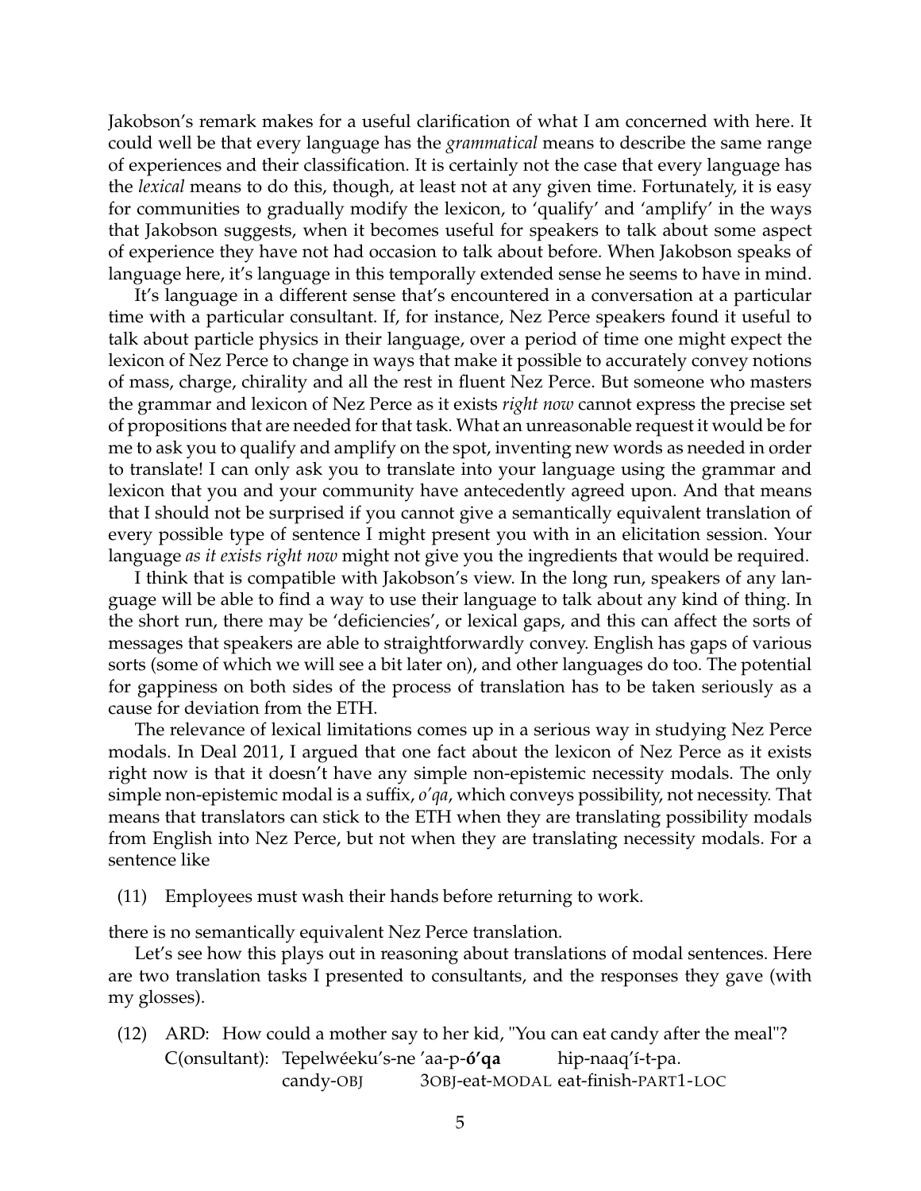Jakobson's remark makes for a useful clarification of what I am concerned with here. It could well be that every language has the *grammatical* means to describe the same range of experiences and their classification. It is certainly not the case that every language has the *lexical* means to do this, though, at least not at any given time. Fortunately, it is easy for communities to gradually modify the lexicon, to 'qualify' and 'amplify' in the ways that Jakobson suggests, when it becomes useful for speakers to talk about some aspect of experience they have not had occasion to talk about before. When Jakobson speaks of language here, it's language in this temporally extended sense he seems to have in mind.

It's language in a different sense that's encountered in a conversation at a particular time with a particular consultant. If, for instance, Nez Perce speakers found it useful to talk about particle physics in their language, over a period of time one might expect the lexicon of Nez Perce to change in ways that make it possible to accurately convey notions of mass, charge, chirality and all the rest in fluent Nez Perce. But someone who masters the grammar and lexicon of Nez Perce as it exists *right now* cannot express the precise set of propositions that are needed for that task. What an unreasonable request it would be for me to ask you to qualify and amplify on the spot, inventing new words as needed in order to translate! I can only ask you to translate into your language using the grammar and lexicon that you and your community have antecedently agreed upon. And that means that I should not be surprised if you cannot give a semantically equivalent translation of every possible type of sentence I might present you with in an elicitation session. Your language *as it exists right now* might not give you the ingredients that would be required.

I think that is compatible with Jakobson's view. In the long run, speakers of any language will be able to find a way to use their language to talk about any kind of thing. In the short run, there may be 'deficiencies', or lexical gaps, and this can affect the sorts of messages that speakers are able to straightforwardly convey. English has gaps of various sorts (some of which we will see a bit later on), and other languages do too. The potential for gappiness on both sides of the process of translation has to be taken seriously as a cause for deviation from the ETH.

The relevance of lexical limitations comes up in a serious way in studying Nez Perce modals. In Deal 2011, I argued that one fact about the lexicon of Nez Perce as it exists right now is that it doesn't have any simple non-epistemic necessity modals. The only simple non-epistemic modal is a suffix, *o'qa*, which conveys possibility, not necessity. That means that translators can stick to the ETH when they are translating possibility modals from English into Nez Perce, but not when they are translating necessity modals. For a sentence like

(11) Employees must wash their hands before returning to work.

there is no semantically equivalent Nez Perce translation.

Let's see how this plays out in reasoning about translations of modal sentences. Here are two translation tasks I presented to consultants, and the responses they gave (with my glosses).

(12) ARD: How could a mother say to her kid, "You can eat candy after the meal"?
C(onsultant): Tepelwéeku's-ne 'aa-p-**ó'qa** hip-naaq'í-t-pa.
candy-OBJ 3OBJ-eat-MODAL eat-finish-PART1-LOC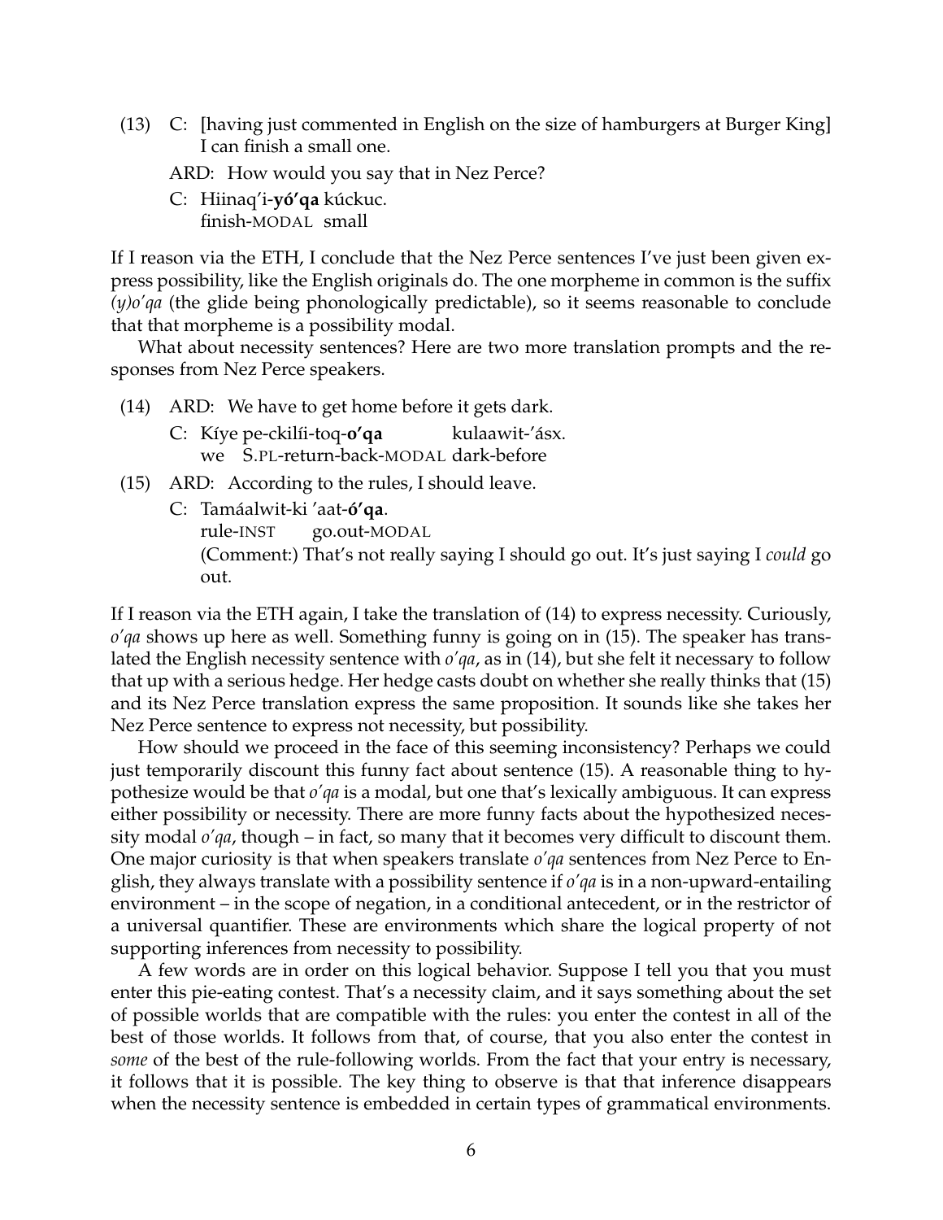(13) C: [having just commented in English on the size of hamburgers at Burger King] I can finish a small one.

  ARD: How would you say that in Nez Perce?

  C: Hiinaq'i-**yó'qa** kúckuc.
  finish-MODAL small

If I reason via the ETH, I conclude that the Nez Perce sentences I've just been given express possibility, like the English originals do. The one morpheme in common is the suffix *(y)o'qa* (the glide being phonologically predictable), so it seems reasonable to conclude that that morpheme is a possibility modal.

What about necessity sentences? Here are two more translation prompts and the responses from Nez Perce speakers.

(14) ARD: We have to get home before it gets dark.

  C: Kíye pe-ckilíi-toq-**o'qa** kulaawit-'ásx.
  we S.PL-return-back-MODAL dark-before

(15) ARD: According to the rules, I should leave.

  C: Tamáalwit-ki 'aat-**ó'qa**.
  rule-INST go.out-MODAL
  (Comment:) That's not really saying I should go out. It's just saying I *could* go out.

If I reason via the ETH again, I take the translation of (14) to express necessity. Curiously, *o'qa* shows up here as well. Something funny is going on in (15). The speaker has translated the English necessity sentence with *o'qa*, as in (14), but she felt it necessary to follow that up with a serious hedge. Her hedge casts doubt on whether she really thinks that (15) and its Nez Perce translation express the same proposition. It sounds like she takes her Nez Perce sentence to express not necessity, but possibility.

How should we proceed in the face of this seeming inconsistency? Perhaps we could just temporarily discount this funny fact about sentence (15). A reasonable thing to hypothesize would be that *o'qa* is a modal, but one that's lexically ambiguous. It can express either possibility or necessity. There are more funny facts about the hypothesized necessity modal *o'qa*, though – in fact, so many that it becomes very difficult to discount them. One major curiosity is that when speakers translate *o'qa* sentences from Nez Perce to English, they always translate with a possibility sentence if *o'qa* is in a non-upward-entailing environment – in the scope of negation, in a conditional antecedent, or in the restrictor of a universal quantifier. These are environments which share the logical property of not supporting inferences from necessity to possibility.

A few words are in order on this logical behavior. Suppose I tell you that you must enter this pie-eating contest. That's a necessity claim, and it says something about the set of possible worlds that are compatible with the rules: you enter the contest in all of the best of those worlds. It follows from that, of course, that you also enter the contest in *some* of the best of the rule-following worlds. From the fact that your entry is necessary, it follows that it is possible. The key thing to observe is that that inference disappears when the necessity sentence is embedded in certain types of grammatical environments.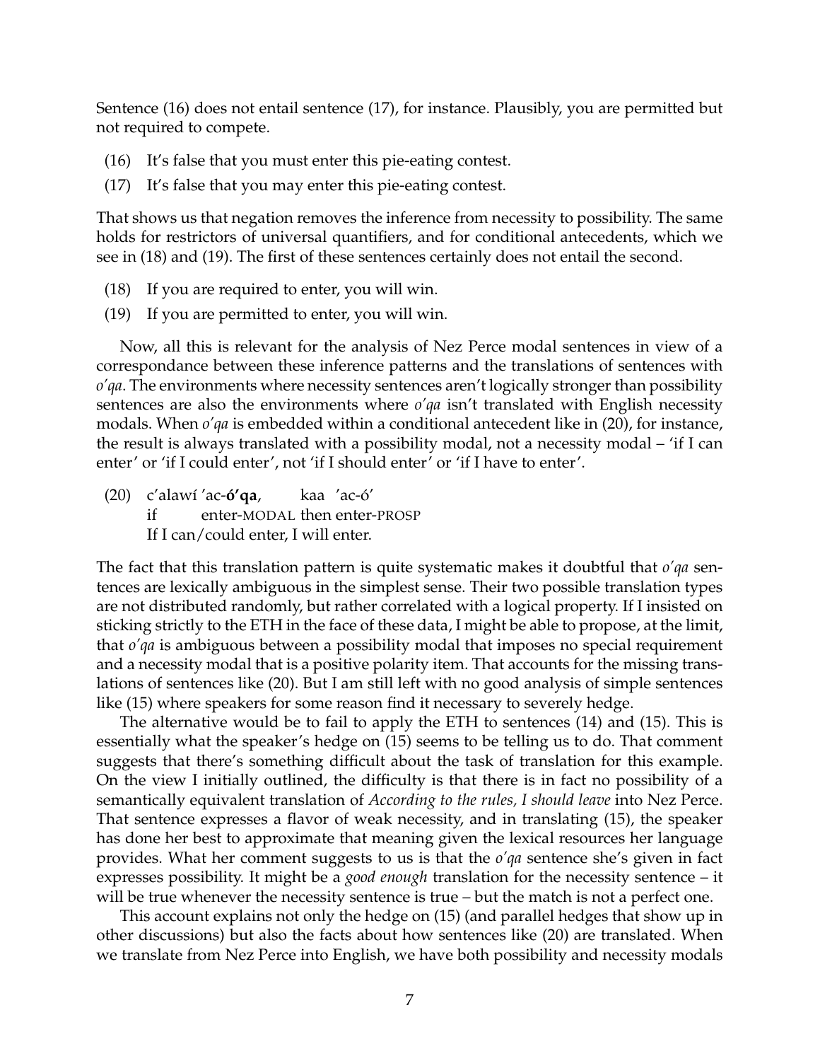Sentence (16) does not entail sentence (17), for instance. Plausibly, you are permitted but not required to compete.

(16) It's false that you must enter this pie-eating contest.

(17) It's false that you may enter this pie-eating contest.

That shows us that negation removes the inference from necessity to possibility. The same holds for restrictors of universal quantifiers, and for conditional antecedents, which we see in (18) and (19). The first of these sentences certainly does not entail the second.

(18) If you are required to enter, you will win.

(19) If you are permitted to enter, you will win.

Now, all this is relevant for the analysis of Nez Perce modal sentences in view of a correspondance between these inference patterns and the translations of sentences with *o'qa*. The environments where necessity sentences aren't logically stronger than possibility sentences are also the environments where *o'qa* isn't translated with English necessity modals. When *o'qa* is embedded within a conditional antecedent like in (20), for instance, the result is always translated with a possibility modal, not a necessity modal – 'if I can enter' or 'if I could enter', not 'if I should enter' or 'if I have to enter'.

(20) c'alawí 'ac-**ó'qa**, kaa 'ac-ó'
if enter-MODAL then enter-PROSP
If I can/could enter, I will enter.

The fact that this translation pattern is quite systematic makes it doubtful that *o'qa* sentences are lexically ambiguous in the simplest sense. Their two possible translation types are not distributed randomly, but rather correlated with a logical property. If I insisted on sticking strictly to the ETH in the face of these data, I might be able to propose, at the limit, that *o'qa* is ambiguous between a possibility modal that imposes no special requirement and a necessity modal that is a positive polarity item. That accounts for the missing translations of sentences like (20). But I am still left with no good analysis of simple sentences like (15) where speakers for some reason find it necessary to severely hedge.

The alternative would be to fail to apply the ETH to sentences (14) and (15). This is essentially what the speaker's hedge on (15) seems to be telling us to do. That comment suggests that there's something difficult about the task of translation for this example. On the view I initially outlined, the difficulty is that there is in fact no possibility of a semantically equivalent translation of *According to the rules, I should leave* into Nez Perce. That sentence expresses a flavor of weak necessity, and in translating (15), the speaker has done her best to approximate that meaning given the lexical resources her language provides. What her comment suggests to us is that the *o'qa* sentence she's given in fact expresses possibility. It might be a *good enough* translation for the necessity sentence – it will be true whenever the necessity sentence is true – but the match is not a perfect one.

This account explains not only the hedge on (15) (and parallel hedges that show up in other discussions) but also the facts about how sentences like (20) are translated. When we translate from Nez Perce into English, we have both possibility and necessity modals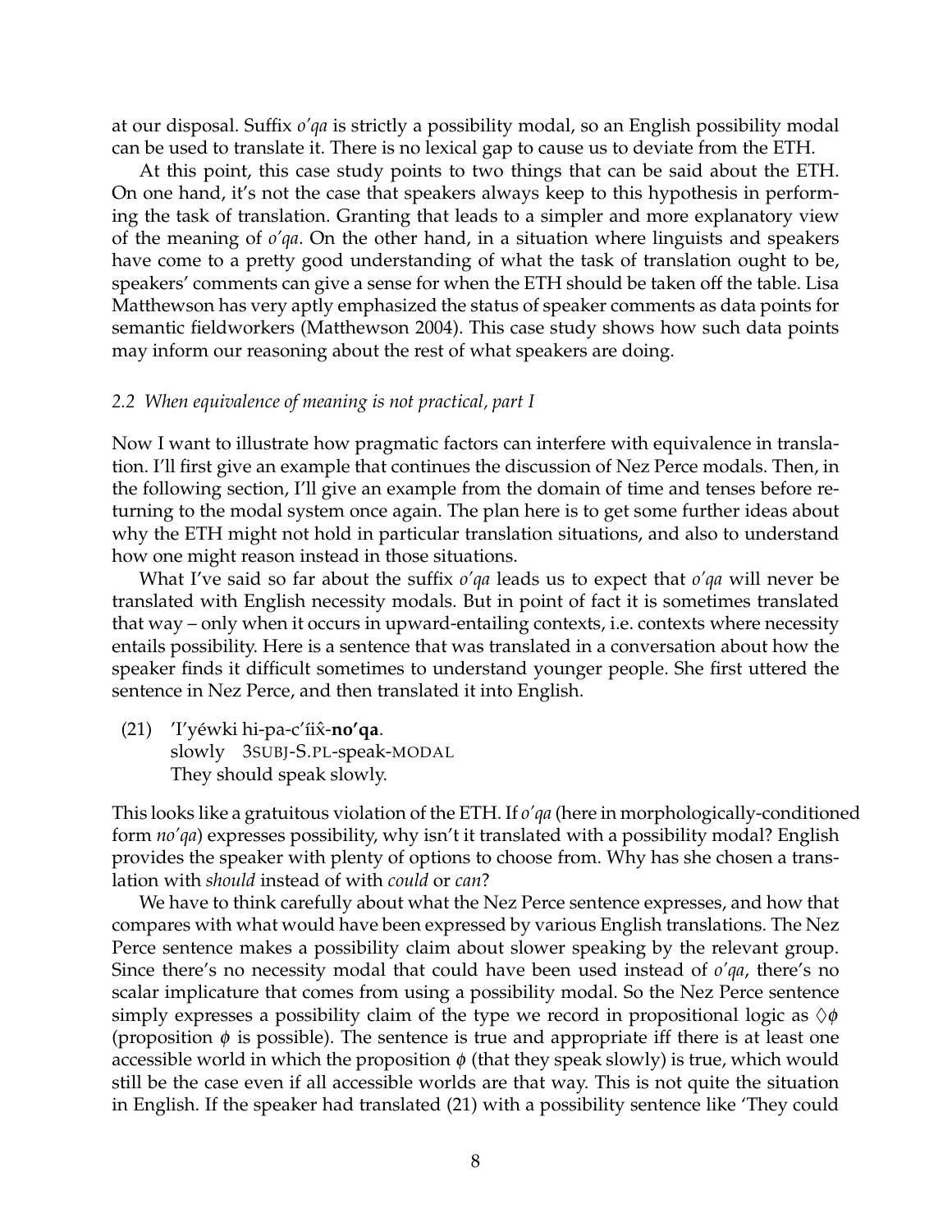at our disposal. Suffix *o'qa* is strictly a possibility modal, so an English possibility modal can be used to translate it. There is no lexical gap to cause us to deviate from the ETH.

At this point, this case study points to two things that can be said about the ETH. On one hand, it's not the case that speakers always keep to this hypothesis in performing the task of translation. Granting that leads to a simpler and more explanatory view of the meaning of *o'qa*. On the other hand, in a situation where linguists and speakers have come to a pretty good understanding of what the task of translation ought to be, speakers' comments can give a sense for when the ETH should be taken off the table. Lisa Matthewson has very aptly emphasized the status of speaker comments as data points for semantic fieldworkers (Matthewson 2004). This case study shows how such data points may inform our reasoning about the rest of what speakers are doing.

### *2.2 When equivalence of meaning is not practical, part I*

Now I want to illustrate how pragmatic factors can interfere with equivalence in translation. I'll first give an example that continues the discussion of Nez Perce modals. Then, in the following section, I'll give an example from the domain of time and tenses before returning to the modal system once again. The plan here is to get some further ideas about why the ETH might not hold in particular translation situations, and also to understand how one might reason instead in those situations.

What I've said so far about the suffix *o'qa* leads us to expect that *o'qa* will never be translated with English necessity modals. But in point of fact it is sometimes translated that way – only when it occurs in upward-entailing contexts, i.e. contexts where necessity entails possibility. Here is a sentence that was translated in a conversation about how the speaker finds it difficult sometimes to understand younger people. She first uttered the sentence in Nez Perce, and then translated it into English.

(21) 'I'yéwki hi-pa-c'íix̂-**no'qa**.
slowly 3SUBJ-S.PL-speak-MODAL
They should speak slowly.

This looks like a gratuitous violation of the ETH. If *o'qa* (here in morphologically-conditioned form *no'qa*) expresses possibility, why isn't it translated with a possibility modal? English provides the speaker with plenty of options to choose from. Why has she chosen a translation with *should* instead of with *could* or *can*?

We have to think carefully about what the Nez Perce sentence expresses, and how that compares with what would have been expressed by various English translations. The Nez Perce sentence makes a possibility claim about slower speaking by the relevant group. Since there's no necessity modal that could have been used instead of *o'qa*, there's no scalar implicature that comes from using a possibility modal. So the Nez Perce sentence simply expresses a possibility claim of the type we record in propositional logic as $\Diamond\phi$ (proposition $\phi$ is possible). The sentence is true and appropriate iff there is at least one accessible world in which the proposition $\phi$ (that they speak slowly) is true, which would still be the case even if all accessible worlds are that way. This is not quite the situation in English. If the speaker had translated (21) with a possibility sentence like 'They could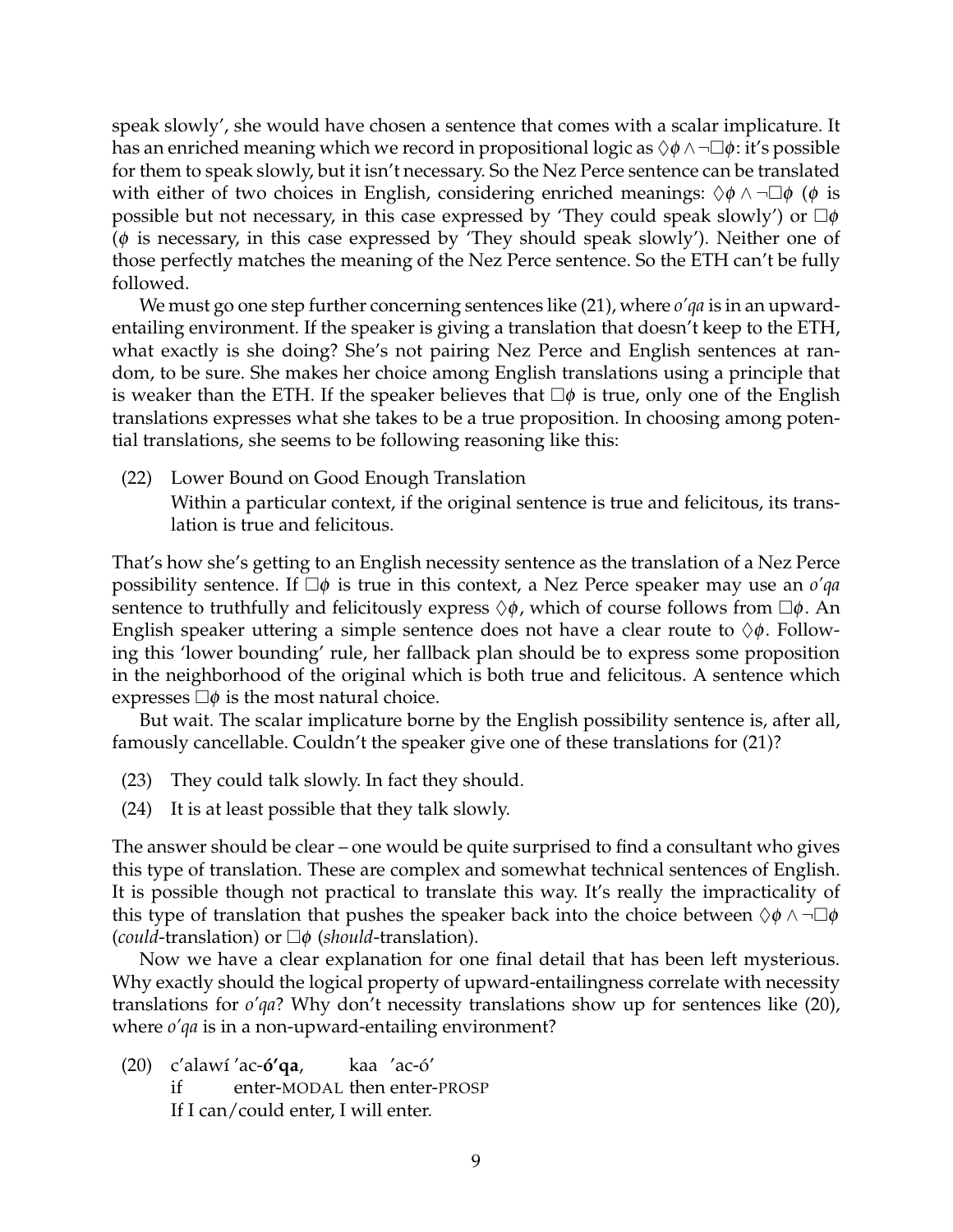speak slowly', she would have chosen a sentence that comes with a scalar implicature. It has an enriched meaning which we record in propositional logic as $\Diamond\phi \wedge \neg\Box\phi$: it's possible for them to speak slowly, but it isn't necessary. So the Nez Perce sentence can be translated with either of two choices in English, considering enriched meanings: $\Diamond\phi \wedge \neg\Box\phi$ ($\phi$ is possible but not necessary, in this case expressed by 'They could speak slowly') or $\Box\phi$ ($\phi$ is necessary, in this case expressed by 'They should speak slowly'). Neither one of those perfectly matches the meaning of the Nez Perce sentence. So the ETH can't be fully followed.

We must go one step further concerning sentences like (21), where *o'qa* is in an upward-entailing environment. If the speaker is giving a translation that doesn't keep to the ETH, what exactly is she doing? She's not pairing Nez Perce and English sentences at random, to be sure. She makes her choice among English translations using a principle that is weaker than the ETH. If the speaker believes that $\Box\phi$ is true, only one of the English translations expresses what she takes to be a true proposition. In choosing among potential translations, she seems to be following reasoning like this:

(22) Lower Bound on Good Enough Translation
Within a particular context, if the original sentence is true and felicitous, its translation is true and felicitous.

That's how she's getting to an English necessity sentence as the translation of a Nez Perce possibility sentence. If $\Box\phi$ is true in this context, a Nez Perce speaker may use an *o'qa* sentence to truthfully and felicitously express $\Diamond\phi$, which of course follows from $\Box\phi$. An English speaker uttering a simple sentence does not have a clear route to $\Diamond\phi$. Following this 'lower bounding' rule, her fallback plan should be to express some proposition in the neighborhood of the original which is both true and felicitous. A sentence which expresses $\Box\phi$ is the most natural choice.

But wait. The scalar implicature borne by the English possibility sentence is, after all, famously cancellable. Couldn't the speaker give one of these translations for (21)?

(23) They could talk slowly. In fact they should.

(24) It is at least possible that they talk slowly.

The answer should be clear – one would be quite surprised to find a consultant who gives this type of translation. These are complex and somewhat technical sentences of English. It is possible though not practical to translate this way. It's really the impracticality of this type of translation that pushes the speaker back into the choice between $\Diamond\phi \wedge \neg\Box\phi$ (*could*-translation) or $\Box\phi$ (*should*-translation).

Now we have a clear explanation for one final detail that has been left mysterious. Why exactly should the logical property of upward-entailingness correlate with necessity translations for *o'qa*? Why don't necessity translations show up for sentences like (20), where *o'qa* is in a non-upward-entailing environment?

(20) c'alawí 'ac-**ó'qa**, kaa 'ac-ó'
if enter-MODAL then enter-PROSP
If I can/could enter, I will enter.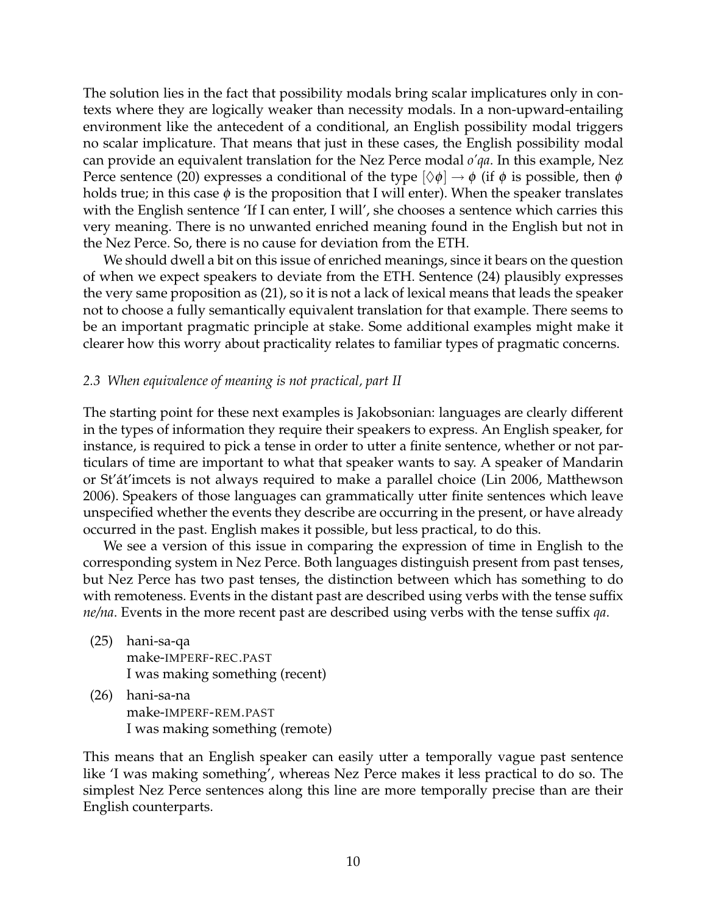The solution lies in the fact that possibility modals bring scalar implicatures only in contexts where they are logically weaker than necessity modals. In a non-upward-entailing environment like the antecedent of a conditional, an English possibility modal triggers no scalar implicature. That means that just in these cases, the English possibility modal can provide an equivalent translation for the Nez Perce modal *o'qa*. In this example, Nez Perce sentence (20) expresses a conditional of the type $[\Diamond\phi] \rightarrow \phi$ (if $\phi$ is possible, then $\phi$ holds true; in this case $\phi$ is the proposition that I will enter). When the speaker translates with the English sentence 'If I can enter, I will', she chooses a sentence which carries this very meaning. There is no unwanted enriched meaning found in the English but not in the Nez Perce. So, there is no cause for deviation from the ETH.

We should dwell a bit on this issue of enriched meanings, since it bears on the question of when we expect speakers to deviate from the ETH. Sentence (24) plausibly expresses the very same proposition as (21), so it is not a lack of lexical means that leads the speaker not to choose a fully semantically equivalent translation for that example. There seems to be an important pragmatic principle at stake. Some additional examples might make it clearer how this worry about practicality relates to familiar types of pragmatic concerns.

### *2.3 When equivalence of meaning is not practical, part II*

The starting point for these next examples is Jakobsonian: languages are clearly different in the types of information they require their speakers to express. An English speaker, for instance, is required to pick a tense in order to utter a finite sentence, whether or not particulars of time are important to what that speaker wants to say. A speaker of Mandarin or St'át'imcets is not always required to make a parallel choice (Lin 2006, Matthewson 2006). Speakers of those languages can grammatically utter finite sentences which leave unspecified whether the events they describe are occurring in the present, or have already occurred in the past. English makes it possible, but less practical, to do this.

We see a version of this issue in comparing the expression of time in English to the corresponding system in Nez Perce. Both languages distinguish present from past tenses, but Nez Perce has two past tenses, the distinction between which has something to do with remoteness. Events in the distant past are described using verbs with the tense suffix *ne/na*. Events in the more recent past are described using verbs with the tense suffix *qa*.

(25) hani-sa-qa
make-IMPERF-REC.PAST
I was making something (recent)

(26) hani-sa-na
make-IMPERF-REM.PAST
I was making something (remote)

This means that an English speaker can easily utter a temporally vague past sentence like 'I was making something', whereas Nez Perce makes it less practical to do so. The simplest Nez Perce sentences along this line are more temporally precise than are their English counterparts.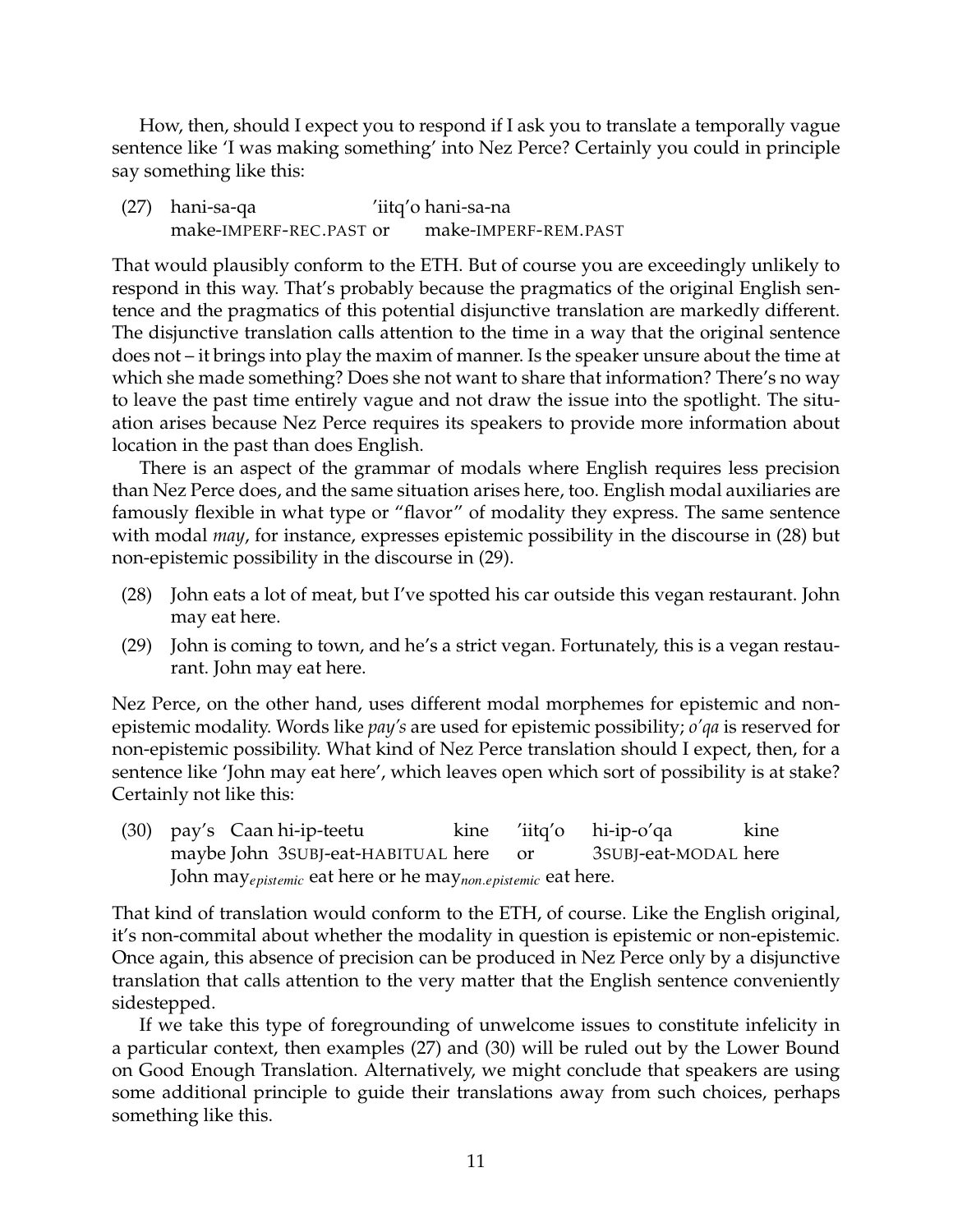How, then, should I expect you to respond if I ask you to translate a temporally vague sentence like 'I was making something' into Nez Perce? Certainly you could in principle say something like this:

(27) hani-sa-qa 'iitq'o hani-sa-na
  make-IMPERF-REC.PAST or make-IMPERF-REM.PAST

That would plausibly conform to the ETH. But of course you are exceedingly unlikely to respond in this way. That's probably because the pragmatics of the original English sentence and the pragmatics of this potential disjunctive translation are markedly different. The disjunctive translation calls attention to the time in a way that the original sentence does not – it brings into play the maxim of manner. Is the speaker unsure about the time at which she made something? Does she not want to share that information? There's no way to leave the past time entirely vague and not draw the issue into the spotlight. The situation arises because Nez Perce requires its speakers to provide more information about location in the past than does English.

There is an aspect of the grammar of modals where English requires less precision than Nez Perce does, and the same situation arises here, too. English modal auxiliaries are famously flexible in what type or "flavor" of modality they express. The same sentence with modal *may*, for instance, expresses epistemic possibility in the discourse in (28) but non-epistemic possibility in the discourse in (29).

(28) John eats a lot of meat, but I've spotted his car outside this vegan restaurant. John may eat here.

(29) John is coming to town, and he's a strict vegan. Fortunately, this is a vegan restaurant. John may eat here.

Nez Perce, on the other hand, uses different modal morphemes for epistemic and non-epistemic modality. Words like *pay's* are used for epistemic possibility; *o'qa* is reserved for non-epistemic possibility. What kind of Nez Perce translation should I expect, then, for a sentence like 'John may eat here', which leaves open which sort of possibility is at stake? Certainly not like this:

(30) pay's Caan hi-ip-teetu kine 'iitq'o hi-ip-o'qa kine
  maybe John 3SUBJ-eat-HABITUAL here or 3SUBJ-eat-MODAL here
  John may$_{epistemic}$ eat here or he may$_{non.epistemic}$ eat here.

That kind of translation would conform to the ETH, of course. Like the English original, it's non-commital about whether the modality in question is epistemic or non-epistemic. Once again, this absence of precision can be produced in Nez Perce only by a disjunctive translation that calls attention to the very matter that the English sentence conveniently sidestepped.

If we take this type of foregrounding of unwelcome issues to constitute infelicity in a particular context, then examples (27) and (30) will be ruled out by the Lower Bound on Good Enough Translation. Alternatively, we might conclude that speakers are using some additional principle to guide their translations away from such choices, perhaps something like this.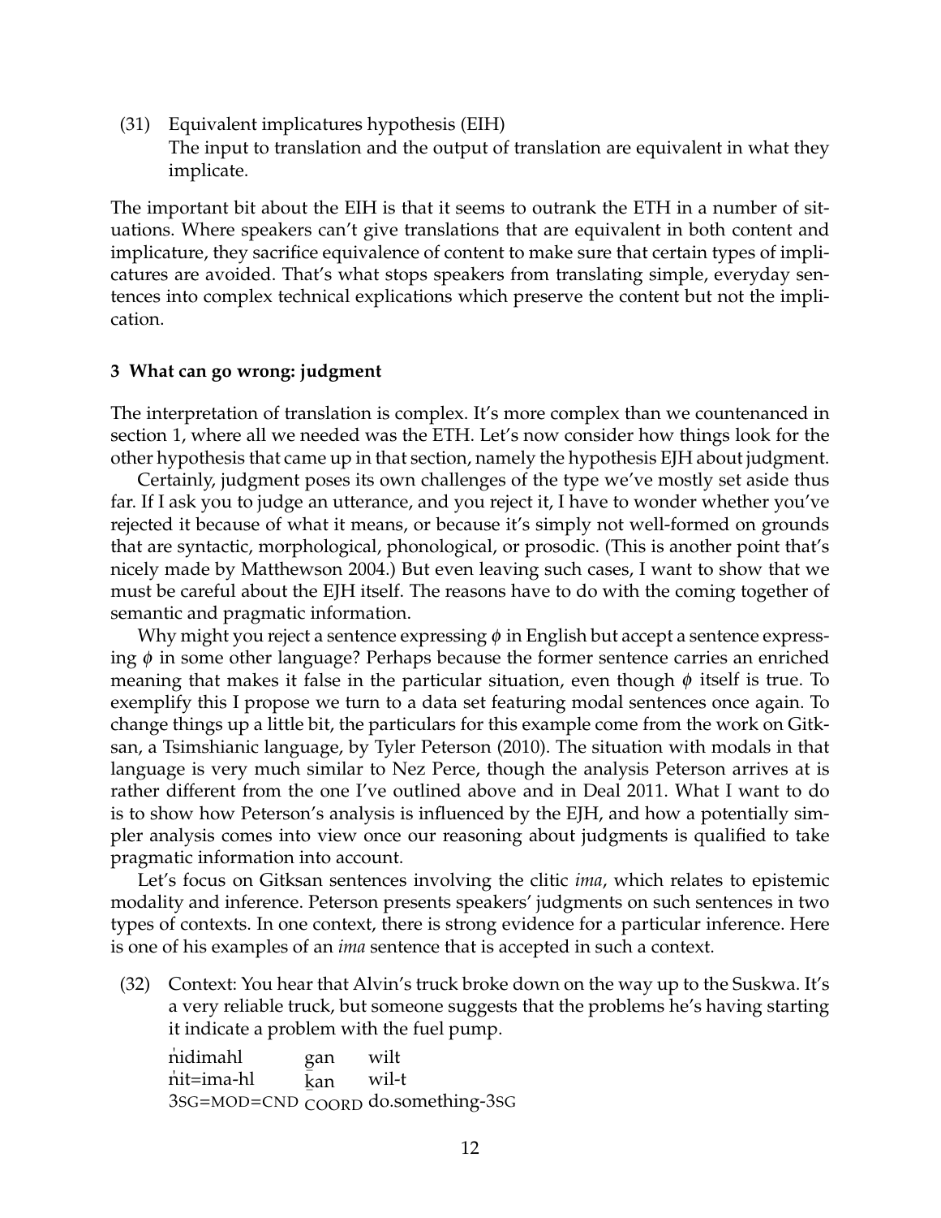(31) Equivalent implicatures hypothesis (EIH)
The input to translation and the output of translation are equivalent in what they implicate.

The important bit about the EIH is that it seems to outrank the ETH in a number of situations. Where speakers can't give translations that are equivalent in both content and implicature, they sacrifice equivalence of content to make sure that certain types of implicatures are avoided. That's what stops speakers from translating simple, everyday sentences into complex technical explications which preserve the content but not the implication.

### 3 What can go wrong: judgment

The interpretation of translation is complex. It's more complex than we countenanced in section 1, where all we needed was the ETH. Let's now consider how things look for the other hypothesis that came up in that section, namely the hypothesis EJH about judgment.

Certainly, judgment poses its own challenges of the type we've mostly set aside thus far. If I ask you to judge an utterance, and you reject it, I have to wonder whether you've rejected it because of what it means, or because it's simply not well-formed on grounds that are syntactic, morphological, phonological, or prosodic. (This is another point that's nicely made by Matthewson 2004.) But even leaving such cases, I want to show that we must be careful about the EJH itself. The reasons have to do with the coming together of semantic and pragmatic information.

Why might you reject a sentence expressing $\phi$ in English but accept a sentence expressing $\phi$ in some other language? Perhaps because the former sentence carries an enriched meaning that makes it false in the particular situation, even though $\phi$ itself is true. To exemplify this I propose we turn to a data set featuring modal sentences once again. To change things up a little bit, the particulars for this example come from the work on Gitksan, a Tsimshianic language, by Tyler Peterson (2010). The situation with modals in that language is very much similar to Nez Perce, though the analysis Peterson arrives at is rather different from the one I've outlined above and in Deal 2011. What I want to do is to show how Peterson's analysis is influenced by the EJH, and how a potentially simpler analysis comes into view once our reasoning about judgments is qualified to take pragmatic information into account.

Let's focus on Gitksan sentences involving the clitic *ima*, which relates to epistemic modality and inference. Peterson presents speakers' judgments on such sentences in two types of contexts. In one context, there is strong evidence for a particular inference. Here is one of his examples of an *ima* sentence that is accepted in such a context.

(32) Context: You hear that Alvin's truck broke down on the way up to the Suskwa. It's a very reliable truck, but someone suggests that the problems he's having starting it indicate a problem with the fuel pump.

| | | |
|---|---|---|
| n̓idimahl | g̲an | wilt |
| n̓it=ima-hl | k̲an | wil-t |
| 3SG=MOD=CND | COORD | do.something-3SG |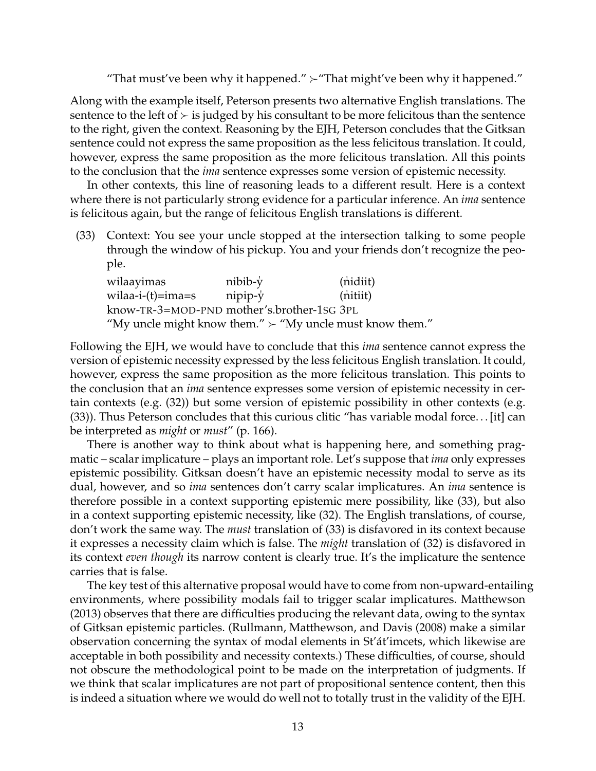"That must've been why it happened." ≻"That might've been why it happened."

Along with the example itself, Peterson presents two alternative English translations. The sentence to the left of ≻ is judged by his consultant to be more felicitous than the sentence to the right, given the context. Reasoning by the EJH, Peterson concludes that the Gitksan sentence could not express the same proposition as the less felicitous translation. It could, however, express the same proposition as the more felicitous translation. All this points to the conclusion that the *ima* sentence expresses some version of epistemic necessity.

In other contexts, this line of reasoning leads to a different result. Here is a context where there is not particularly strong evidence for a particular inference. An *ima* sentence is felicitous again, but the range of felicitous English translations is different.

(33) Context: You see your uncle stopped at the intersection talking to some people through the window of his pickup. You and your friends don't recognize the people.

| wilaayimas | nibib-y̓ | (n̓idiit) |
|---|---|---|
| wilaa-i-(t)=ima=s | nipip-y̓ | (n̓itiit) |
| know-TR-3=MOD-PND | mother's.brother-1SG | 3PL |

"My uncle might know them." ≻ "My uncle must know them."

Following the EJH, we would have to conclude that this *ima* sentence cannot express the version of epistemic necessity expressed by the less felicitous English translation. It could, however, express the same proposition as the more felicitous translation. This points to the conclusion that an *ima* sentence expresses some version of epistemic necessity in certain contexts (e.g. (32)) but some version of epistemic possibility in other contexts (e.g. (33)). Thus Peterson concludes that this curious clitic "has variable modal force. . . [it] can be interpreted as *might* or *must*" (p. 166).

There is another way to think about what is happening here, and something pragmatic – scalar implicature – plays an important role. Let's suppose that *ima* only expresses epistemic possibility. Gitksan doesn't have an epistemic necessity modal to serve as its dual, however, and so *ima* sentences don't carry scalar implicatures. An *ima* sentence is therefore possible in a context supporting epistemic mere possibility, like (33), but also in a context supporting epistemic necessity, like (32). The English translations, of course, don't work the same way. The *must* translation of (33) is disfavored in its context because it expresses a necessity claim which is false. The *might* translation of (32) is disfavored in its context *even though* its narrow content is clearly true. It's the implicature the sentence carries that is false.

The key test of this alternative proposal would have to come from non-upward-entailing environments, where possibility modals fail to trigger scalar implicatures. Matthewson (2013) observes that there are difficulties producing the relevant data, owing to the syntax of Gitksan epistemic particles. (Rullmann, Matthewson, and Davis (2008) make a similar observation concerning the syntax of modal elements in St'át'imcets, which likewise are acceptable in both possibility and necessity contexts.) These difficulties, of course, should not obscure the methodological point to be made on the interpretation of judgments. If we think that scalar implicatures are not part of propositional sentence content, then this is indeed a situation where we would do well not to totally trust in the validity of the EJH.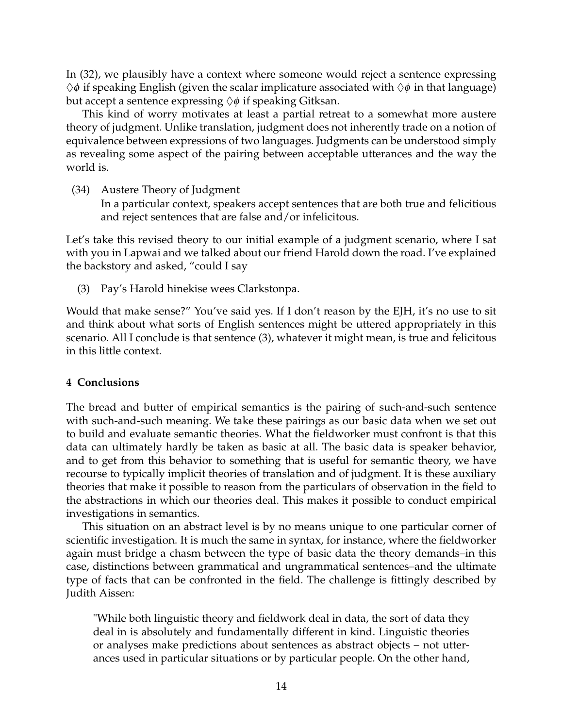In (32), we plausibly have a context where someone would reject a sentence expressing $\Diamond\phi$ if speaking English (given the scalar implicature associated with $\Diamond\phi$ in that language) but accept a sentence expressing $\Diamond\phi$ if speaking Gitksan.

This kind of worry motivates at least a partial retreat to a somewhat more austere theory of judgment. Unlike translation, judgment does not inherently trade on a notion of equivalence between expressions of two languages. Judgments can be understood simply as revealing some aspect of the pairing between acceptable utterances and the way the world is.

(34) Austere Theory of Judgment
In a particular context, speakers accept sentences that are both true and felicitious and reject sentences that are false and/or infelicitous.

Let's take this revised theory to our initial example of a judgment scenario, where I sat with you in Lapwai and we talked about our friend Harold down the road. I've explained the backstory and asked, "could I say

(3) Pay's Harold hinekise wees Clarkstonpa.

Would that make sense?" You've said yes. If I don't reason by the EJH, it's no use to sit and think about what sorts of English sentences might be uttered appropriately in this scenario. All I conclude is that sentence (3), whatever it might mean, is true and felicitous in this little context.

## 4 Conclusions

The bread and butter of empirical semantics is the pairing of such-and-such sentence with such-and-such meaning. We take these pairings as our basic data when we set out to build and evaluate semantic theories. What the fieldworker must confront is that this data can ultimately hardly be taken as basic at all. The basic data is speaker behavior, and to get from this behavior to something that is useful for semantic theory, we have recourse to typically implicit theories of translation and of judgment. It is these auxiliary theories that make it possible to reason from the particulars of observation in the field to the abstractions in which our theories deal. This makes it possible to conduct empirical investigations in semantics.

This situation on an abstract level is by no means unique to one particular corner of scientific investigation. It is much the same in syntax, for instance, where the fieldworker again must bridge a chasm between the type of basic data the theory demands–in this case, distinctions between grammatical and ungrammatical sentences–and the ultimate type of facts that can be confronted in the field. The challenge is fittingly described by Judith Aissen:

> "While both linguistic theory and fieldwork deal in data, the sort of data they deal in is absolutely and fundamentally different in kind. Linguistic theories or analyses make predictions about sentences as abstract objects – not utterances used in particular situations or by particular people. On the other hand,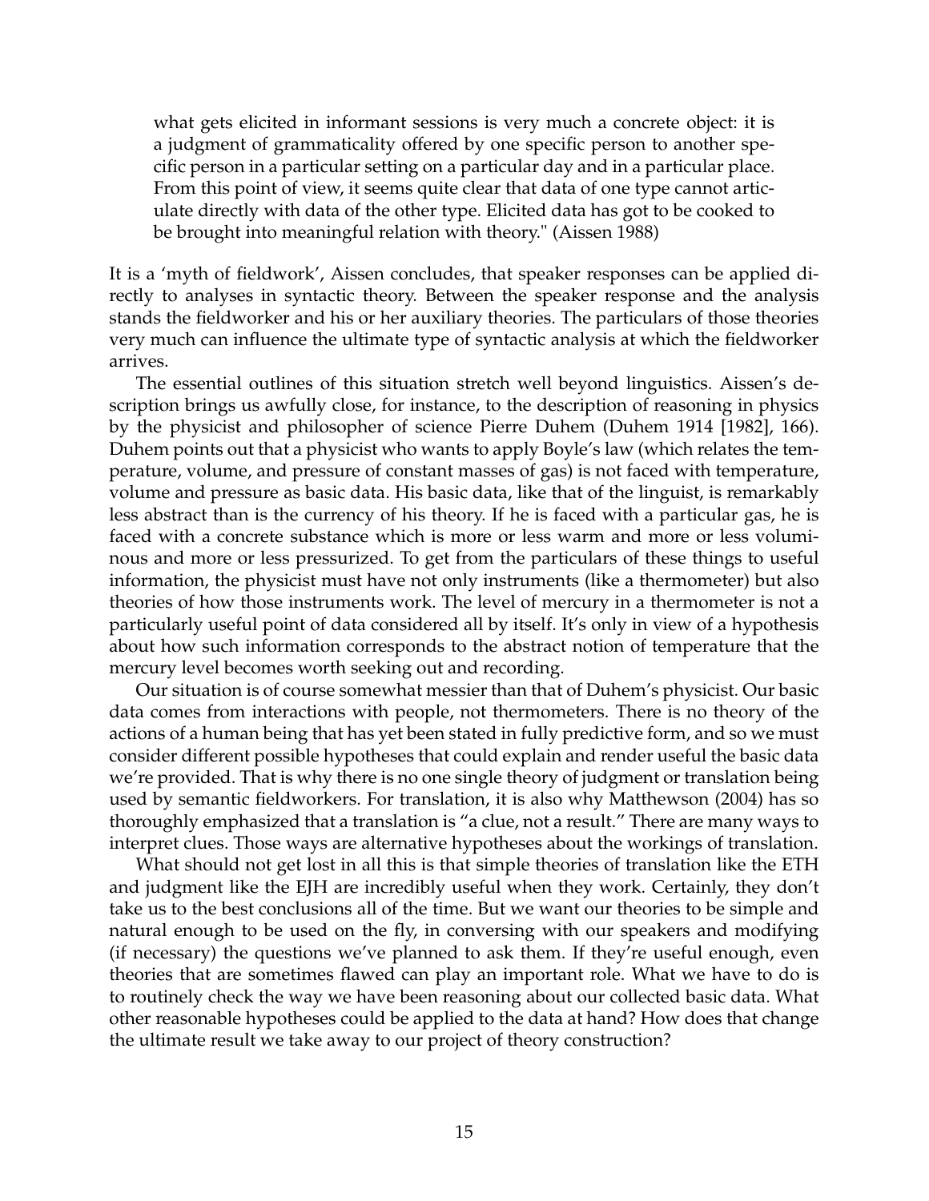> what gets elicited in informant sessions is very much a concrete object: it is a judgment of grammaticality offered by one specific person to another specific person in a particular setting on a particular day and in a particular place. From this point of view, it seems quite clear that data of one type cannot articulate directly with data of the other type. Elicited data has got to be cooked to be brought into meaningful relation with theory." (Aissen 1988)

It is a 'myth of fieldwork', Aissen concludes, that speaker responses can be applied directly to analyses in syntactic theory. Between the speaker response and the analysis stands the fieldworker and his or her auxiliary theories. The particulars of those theories very much can influence the ultimate type of syntactic analysis at which the fieldworker arrives.

The essential outlines of this situation stretch well beyond linguistics. Aissen's description brings us awfully close, for instance, to the description of reasoning in physics by the physicist and philosopher of science Pierre Duhem (Duhem 1914 [1982], 166). Duhem points out that a physicist who wants to apply Boyle's law (which relates the temperature, volume, and pressure of constant masses of gas) is not faced with temperature, volume and pressure as basic data. His basic data, like that of the linguist, is remarkably less abstract than is the currency of his theory. If he is faced with a particular gas, he is faced with a concrete substance which is more or less warm and more or less voluminous and more or less pressurized. To get from the particulars of these things to useful information, the physicist must have not only instruments (like a thermometer) but also theories of how those instruments work. The level of mercury in a thermometer is not a particularly useful point of data considered all by itself. It's only in view of a hypothesis about how such information corresponds to the abstract notion of temperature that the mercury level becomes worth seeking out and recording.

Our situation is of course somewhat messier than that of Duhem's physicist. Our basic data comes from interactions with people, not thermometers. There is no theory of the actions of a human being that has yet been stated in fully predictive form, and so we must consider different possible hypotheses that could explain and render useful the basic data we're provided. That is why there is no one single theory of judgment or translation being used by semantic fieldworkers. For translation, it is also why Matthewson (2004) has so thoroughly emphasized that a translation is "a clue, not a result." There are many ways to interpret clues. Those ways are alternative hypotheses about the workings of translation.

What should not get lost in all this is that simple theories of translation like the ETH and judgment like the EJH are incredibly useful when they work. Certainly, they don't take us to the best conclusions all of the time. But we want our theories to be simple and natural enough to be used on the fly, in conversing with our speakers and modifying (if necessary) the questions we've planned to ask them. If they're useful enough, even theories that are sometimes flawed can play an important role. What we have to do is to routinely check the way we have been reasoning about our collected basic data. What other reasonable hypotheses could be applied to the data at hand? How does that change the ultimate result we take away to our project of theory construction?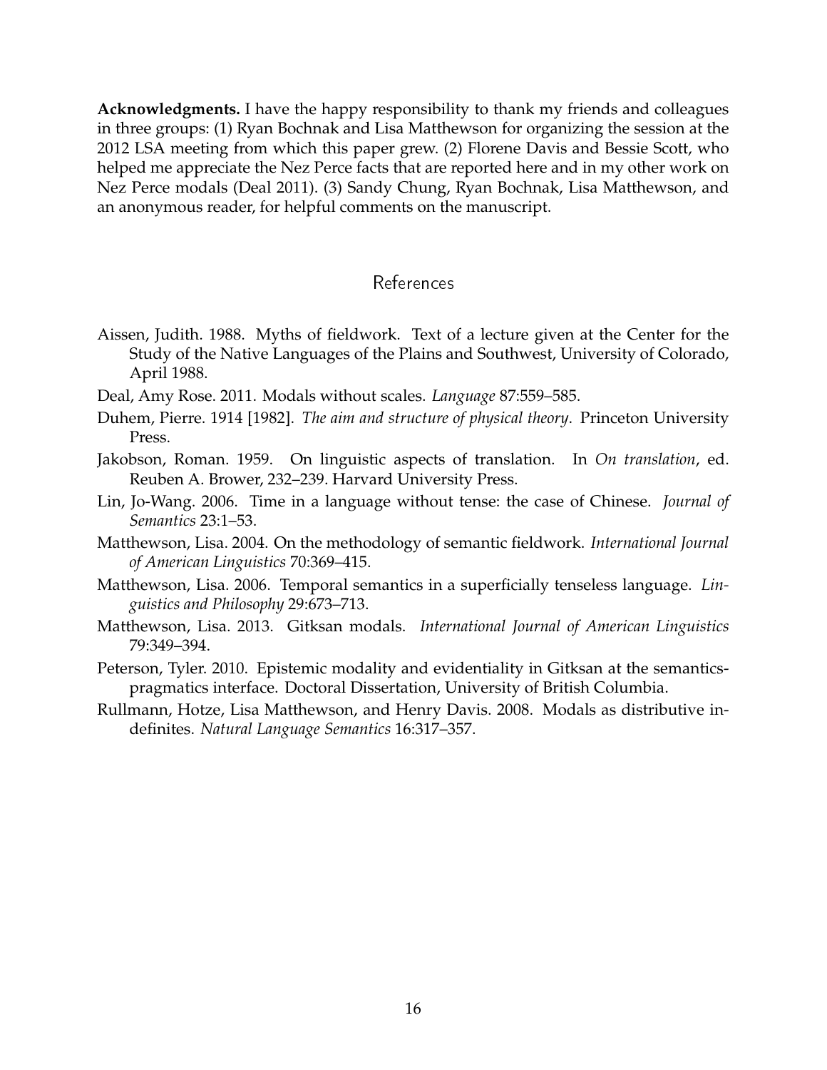**Acknowledgments.** I have the happy responsibility to thank my friends and colleagues in three groups: (1) Ryan Bochnak and Lisa Matthewson for organizing the session at the 2012 LSA meeting from which this paper grew. (2) Florene Davis and Bessie Scott, who helped me appreciate the Nez Perce facts that are reported here and in my other work on Nez Perce modals (Deal 2011). (3) Sandy Chung, Ryan Bochnak, Lisa Matthewson, and an anonymous reader, for helpful comments on the manuscript.

## References

Aissen, Judith. 1988. Myths of fieldwork. Text of a lecture given at the Center for the Study of the Native Languages of the Plains and Southwest, University of Colorado, April 1988.

Deal, Amy Rose. 2011. Modals without scales. *Language* 87:559–585.

Duhem, Pierre. 1914 [1982]. *The aim and structure of physical theory*. Princeton University Press.

Jakobson, Roman. 1959. On linguistic aspects of translation. In *On translation*, ed. Reuben A. Brower, 232–239. Harvard University Press.

Lin, Jo-Wang. 2006. Time in a language without tense: the case of Chinese. *Journal of Semantics* 23:1–53.

Matthewson, Lisa. 2004. On the methodology of semantic fieldwork. *International Journal of American Linguistics* 70:369–415.

Matthewson, Lisa. 2006. Temporal semantics in a superficially tenseless language. *Linguistics and Philosophy* 29:673–713.

Matthewson, Lisa. 2013. Gitksan modals. *International Journal of American Linguistics* 79:349–394.

Peterson, Tyler. 2010. Epistemic modality and evidentiality in Gitksan at the semantics-pragmatics interface. Doctoral Dissertation, University of British Columbia.

Rullmann, Hotze, Lisa Matthewson, and Henry Davis. 2008. Modals as distributive indefinites. *Natural Language Semantics* 16:317–357.